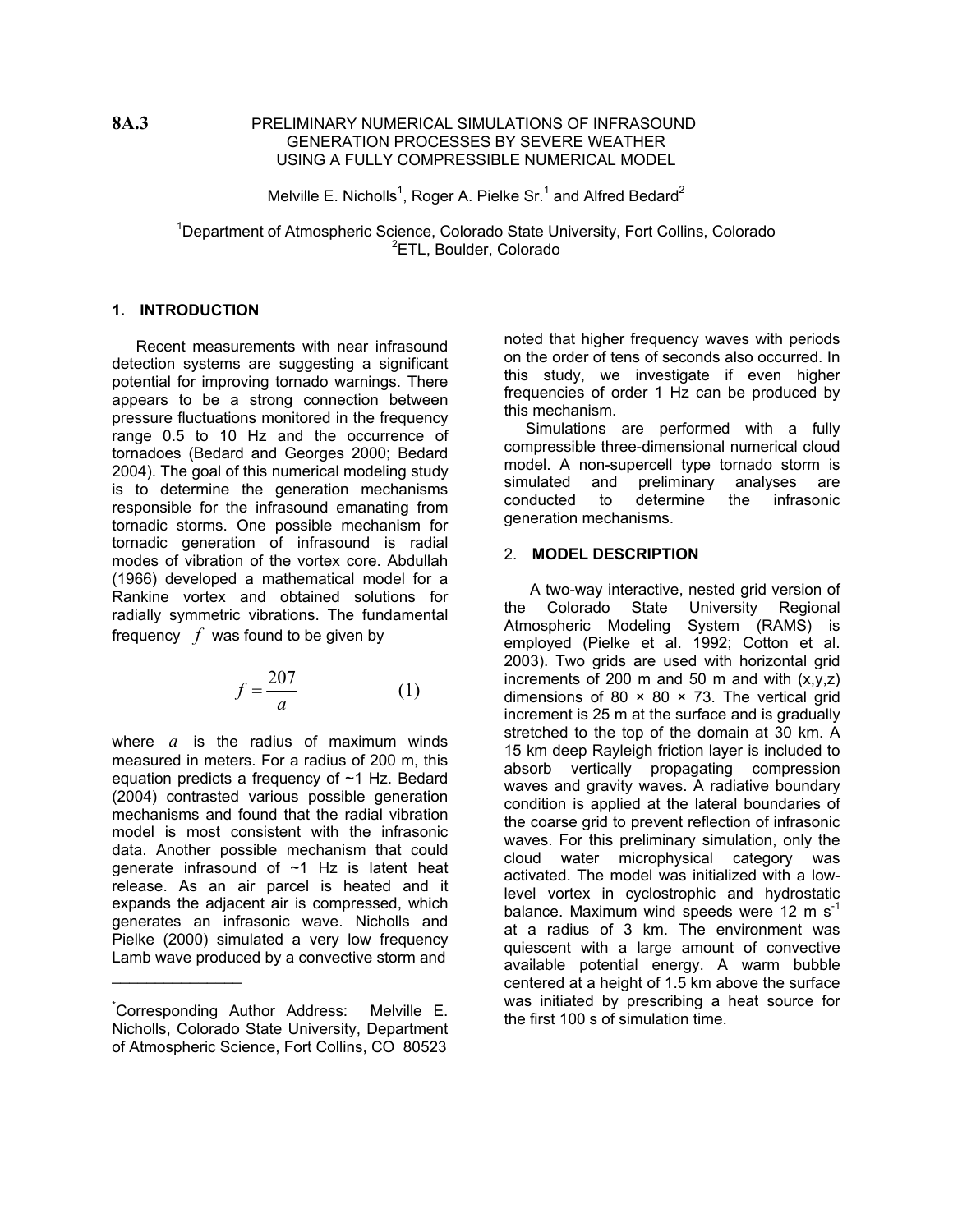**8A.3**

# PRELIMINARY NUMERICAL SIMULATIONS OF INFRASOUND GENERATION PROCESSES BY SEVERE WEATHER USING A FULLY COMPRESSIBLE NUMERICAL MODEL

Melville E. Nicholls[1], Roger A. Pielke Sr.[1] and Alfred Bedard[2]

[1]Department of Atmospheric Science, Colorado State University, Fort Collins, Colorado
[2]ETL, Boulder, Colorado

## 1. INTRODUCTION

Recent measurements with near infrasound detection systems are suggesting a significant potential for improving tornado warnings. There appears to be a strong connection between pressure fluctuations monitored in the frequency range 0.5 to 10 Hz and the occurrence of tornadoes (Bedard and Georges 2000; Bedard 2004). The goal of this numerical modeling study is to determine the generation mechanisms responsible for the infrasound emanating from tornadic storms. One possible mechanism for tornadic generation of infrasound is radial modes of vibration of the vortex core. Abdullah (1966) developed a mathematical model for a Rankine vortex and obtained solutions for radially symmetric vibrations. The fundamental frequency $f$ was found to be given by

$$f = \frac{207}{a} \tag{1}$$

where $a$ is the radius of maximum winds measured in meters. For a radius of 200 m, this equation predicts a frequency of ~1 Hz. Bedard (2004) contrasted various possible generation mechanisms and found that the radial vibration model is most consistent with the infrasonic data. Another possible mechanism that could generate infrasound of ~1 Hz is latent heat release. As an air parcel is heated and it expands the adjacent air is compressed, which generates an infrasonic wave. Nicholls and Pielke (2000) simulated a very low frequency Lamb wave produced by a convective storm and noted that higher frequency waves with periods on the order of tens of seconds also occurred. In this study, we investigate if even higher frequencies of order 1 Hz can be produced by this mechanism.

Simulations are performed with a fully compressible three-dimensional numerical cloud model. A non-supercell type tornado storm is simulated and preliminary analyses are conducted to determine the infrasonic generation mechanisms.

## 2. MODEL DESCRIPTION

A two-way interactive, nested grid version of the Colorado State University Regional Atmospheric Modeling System (RAMS) is employed (Pielke et al. 1992; Cotton et al. 2003). Two grids are used with horizontal grid increments of 200 m and 50 m and with (x,y,z) dimensions of 80 × 80 × 73. The vertical grid increment is 25 m at the surface and is gradually stretched to the top of the domain at 30 km. A 15 km deep Rayleigh friction layer is included to absorb vertically propagating compression waves and gravity waves. A radiative boundary condition is applied at the lateral boundaries of the coarse grid to prevent reflection of infrasonic waves. For this preliminary simulation, only the cloud water microphysical category was activated. The model was initialized with a low-level vortex in cyclostrophic and hydrostatic balance. Maximum wind speeds were 12 m $s^{-1}$ at a radius of 3 km. The environment was quiescent with a large amount of convective available potential energy. A warm bubble centered at a height of 1.5 km above the surface was initiated by prescribing a heat source for the first 100 s of simulation time.

---

*Corresponding Author Address: Melville E. Nicholls, Colorado State University, Department of Atmospheric Science, Fort Collins, CO 80523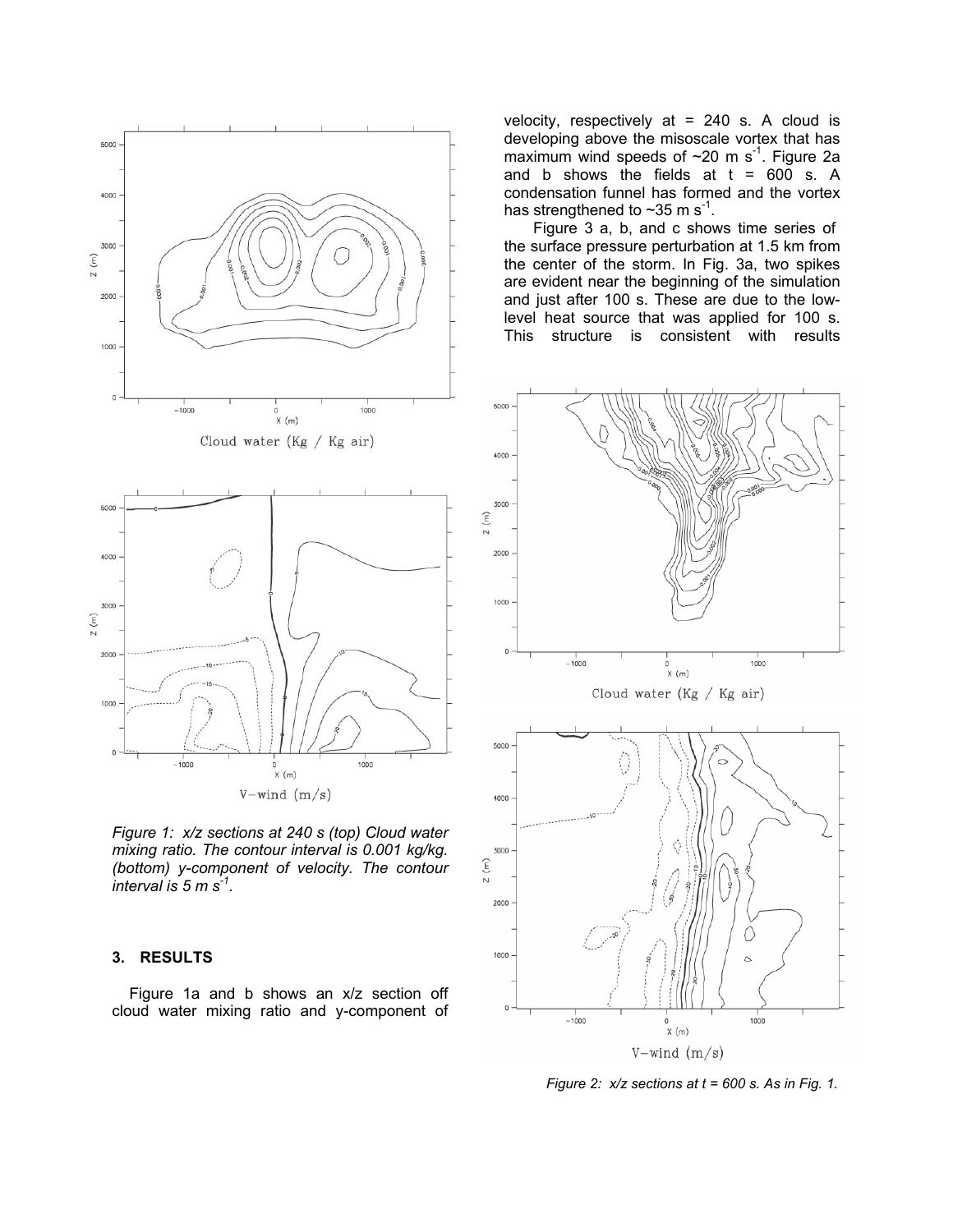Figure 1: x/z sections at 240 s (top) Cloud water mixing ratio. The contour interval is 0.001 kg/kg. (bottom) y-component of velocity. The contour interval is 5 m s$^{-1}$.

## 3. RESULTS

Figure 1a and b shows an x/z section off cloud water mixing ratio and y-component of velocity, respectively at = 240 s. A cloud is developing above the misoscale vortex that has maximum wind speeds of ~20 m s$^{-1}$. Figure 2a and b shows the fields at t = 600 s. A condensation funnel has formed and the vortex has strengthened to ~35 m s$^{-1}$.

Figure 3 a, b, and c shows time series of the surface pressure perturbation at 1.5 km from the center of the storm. In Fig. 3a, two spikes are evident near the beginning of the simulation and just after 100 s. These are due to the low-level heat source that was applied for 100 s. This structure is consistent with results

Figure 2: x/z sections at t = 600 s. As in Fig. 1.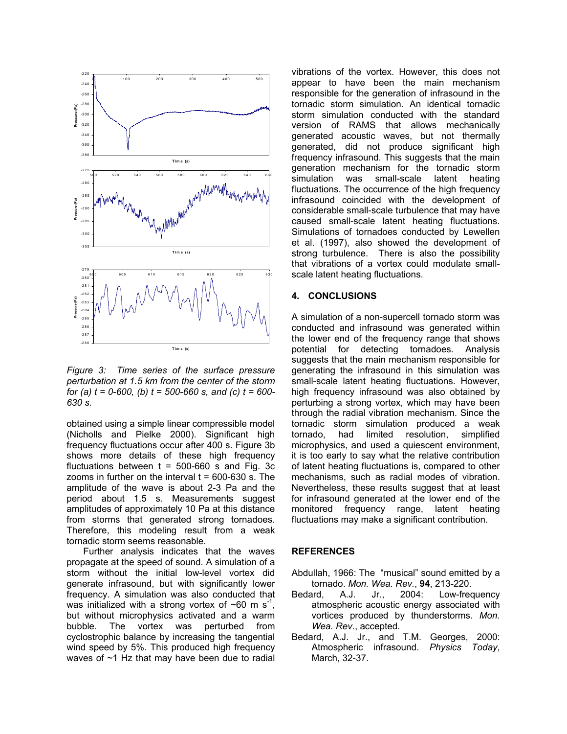*Figure 3: Time series of the surface pressure perturbation at 1.5 km from the center of the storm for (a) t = 0-600, (b) t = 500-660 s, and (c) t = 600-630 s.*

obtained using a simple linear compressible model (Nicholls and Pielke 2000). Significant high frequency fluctuations occur after 400 s. Figure 3b shows more details of these high frequency fluctuations between t = 500-660 s and Fig. 3c zooms in further on the interval t = 600-630 s. The amplitude of the wave is about 2-3 Pa and the period about 1.5 s. Measurements suggest amplitudes of approximately 10 Pa at this distance from storms that generated strong tornadoes. Therefore, this modeling result from a weak tornadic storm seems reasonable.

Further analysis indicates that the waves propagate at the speed of sound. A simulation of a storm without the initial low-level vortex did generate infrasound, but with significantly lower frequency. A simulation was also conducted that was initialized with a strong vortex of ~60 m $s^{-1}$, but without microphysics activated and a warm bubble. The vortex was perturbed from cyclostrophic balance by increasing the tangential wind speed by 5%. This produced high frequency waves of ~1 Hz that may have been due to radial vibrations of the vortex. However, this does not appear to have been the main mechanism responsible for the generation of infrasound in the tornadic storm simulation. An identical tornadic storm simulation conducted with the standard version of RAMS that allows mechanically generated acoustic waves, but not thermally generated, did not produce significant high frequency infrasound. This suggests that the main generation mechanism for the tornadic storm simulation was small-scale latent heating fluctuations. The occurrence of the high frequency infrasound coincided with the development of considerable small-scale turbulence that may have caused small-scale latent heating fluctuations. Simulations of tornadoes conducted by Lewellen et al. (1997), also showed the development of strong turbulence. There is also the possibility that vibrations of a vortex could modulate small-scale latent heating fluctuations.

## 4. CONCLUSIONS

A simulation of a non-supercell tornado storm was conducted and infrasound was generated within the lower end of the frequency range that shows potential for detecting tornadoes. Analysis suggests that the main mechanism responsible for generating the infrasound in this simulation was small-scale latent heating fluctuations. However, high frequency infrasound was also obtained by perturbing a strong vortex, which may have been through the radial vibration mechanism. Since the tornadic storm simulation produced a weak tornado, had limited resolution, simplified microphysics, and used a quiescent environment, it is too early to say what the relative contribution of latent heating fluctuations is, compared to other mechanisms, such as radial modes of vibration. Nevertheless, these results suggest that at least for infrasound generated at the lower end of the monitored frequency range, latent heating fluctuations may make a significant contribution.

## REFERENCES

Abdullah, 1966: The "musical" sound emitted by a tornado. *Mon. Wea. Rev.*, **94**, 213-220.

Bedard, A.J. Jr., 2004: Low-frequency atmospheric acoustic energy associated with vortices produced by thunderstorms. *Mon. Wea. Rev*., accepted.

Bedard, A.J. Jr., and T.M. Georges, 2000: Atmospheric infrasound. *Physics Today*, March, 32-37.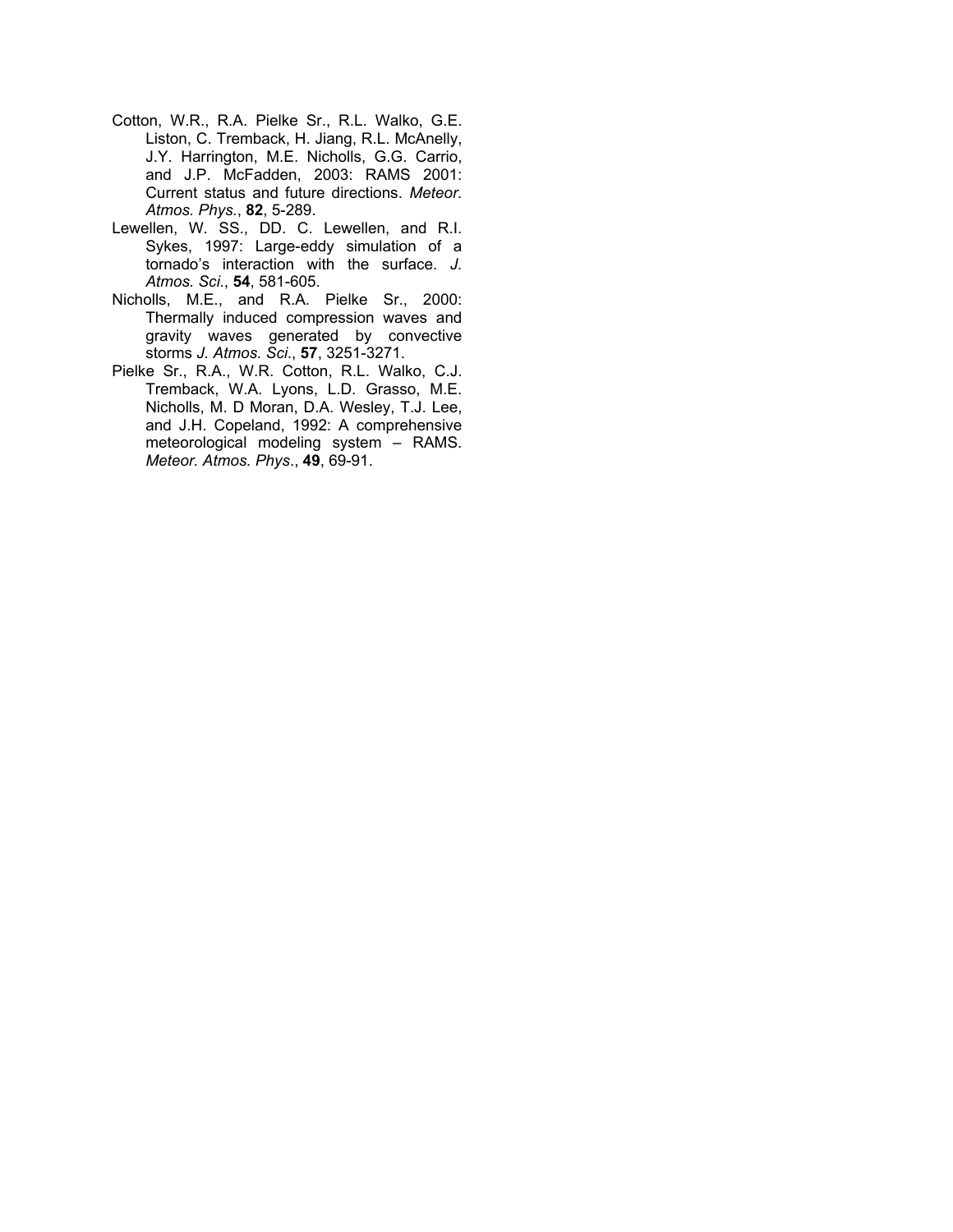Cotton, W.R., R.A. Pielke Sr., R.L. Walko, G.E. Liston, C. Tremback, H. Jiang, R.L. McAnelly, J.Y. Harrington, M.E. Nicholls, G.G. Carrio, and J.P. McFadden, 2003: RAMS 2001: Current status and future directions. *Meteor. Atmos. Phys.*, **82**, 5-289.

Lewellen, W. SS., DD. C. Lewellen, and R.I. Sykes, 1997: Large-eddy simulation of a tornado's interaction with the surface. *J. Atmos. Sci.*, **54**, 581-605.

Nicholls, M.E., and R.A. Pielke Sr., 2000: Thermally induced compression waves and gravity waves generated by convective storms *J. Atmos. Sci.*, **57**, 3251-3271.

Pielke Sr., R.A., W.R. Cotton, R.L. Walko, C.J. Tremback, W.A. Lyons, L.D. Grasso, M.E. Nicholls, M. D Moran, D.A. Wesley, T.J. Lee, and J.H. Copeland, 1992: A comprehensive meteorological modeling system – RAMS. *Meteor. Atmos. Phys*., **49**, 69-91.